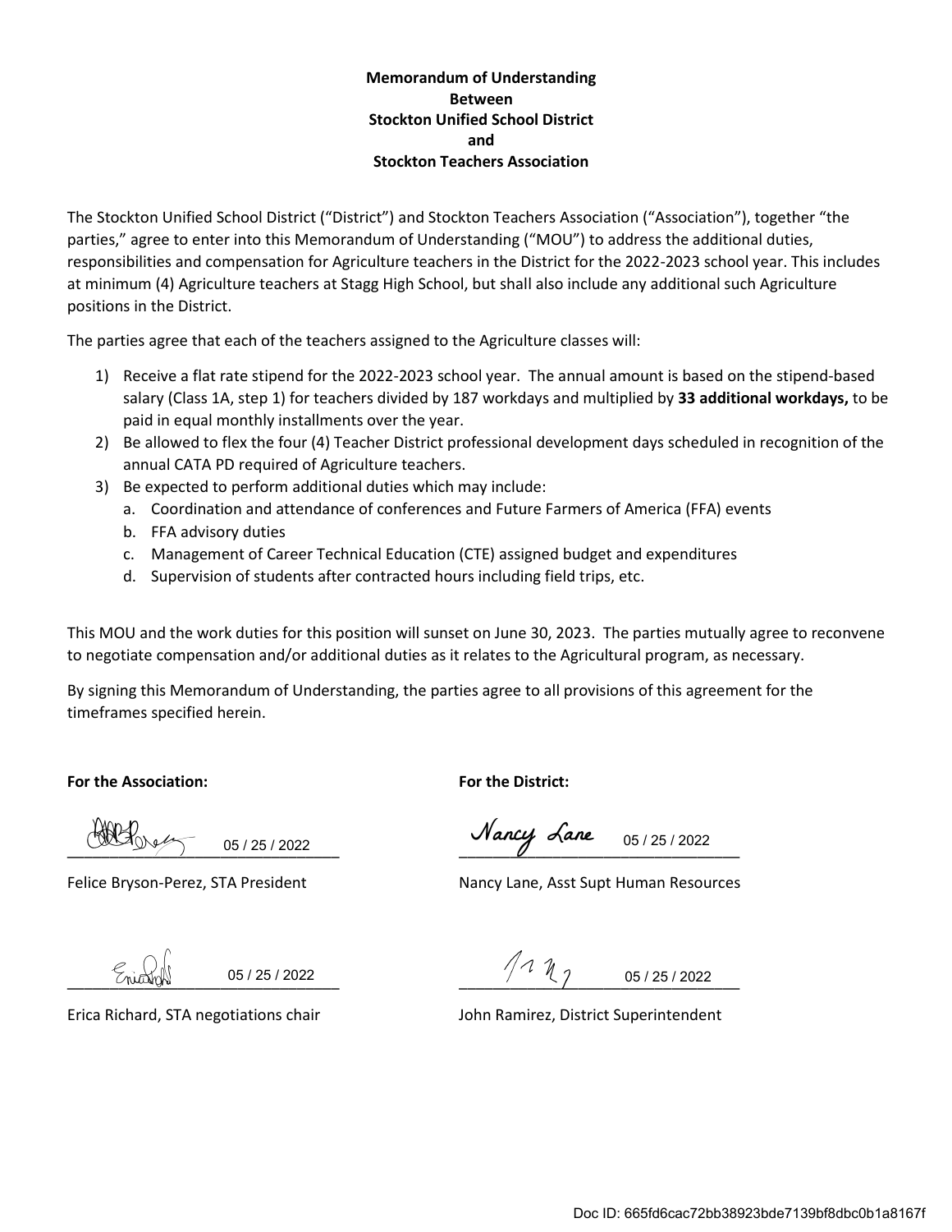**Memorandum of Understanding**
**Between**
**Stockton Unified School District**
**and**
**Stockton Teachers Association**

The Stockton Unified School District ("District") and Stockton Teachers Association ("Association"), together "the parties," agree to enter into this Memorandum of Understanding ("MOU") to address the additional duties, responsibilities and compensation for Agriculture teachers in the District for the 2022-2023 school year. This includes at minimum (4) Agriculture teachers at Stagg High School, but shall also include any additional such Agriculture positions in the District.

The parties agree that each of the teachers assigned to the Agriculture classes will:

1) Receive a flat rate stipend for the 2022-2023 school year. The annual amount is based on the stipend-based salary (Class 1A, step 1) for teachers divided by 187 workdays and multiplied by **33 additional workdays,** to be paid in equal monthly installments over the year.
2) Be allowed to flex the four (4) Teacher District professional development days scheduled in recognition of the annual CATA PD required of Agriculture teachers.
3) Be expected to perform additional duties which may include:
   a. Coordination and attendance of conferences and Future Farmers of America (FFA) events
   b. FFA advisory duties
   c. Management of Career Technical Education (CTE) assigned budget and expenditures
   d. Supervision of students after contracted hours including field trips, etc.

This MOU and the work duties for this position will sunset on June 30, 2023. The parties mutually agree to reconvene to negotiate compensation and/or additional duties as it relates to the Agricultural program, as necessary.

By signing this Memorandum of Understanding, the parties agree to all provisions of this agreement for the timeframes specified herein.

**For the Association:**

[signature] 05 / 25 / 2022
Felice Bryson-Perez, STA President

[signature] 05 / 25 / 2022
Erica Richard, STA negotiations chair

**For the District:**

Nancy Lane 05 / 25 / 2022
Nancy Lane, Asst Supt Human Resources

[signature] 05 / 25 / 2022
John Ramirez, District Superintendent

Doc ID: 665fd6cac72bb38923bde7139bf8dbc0b1a8167f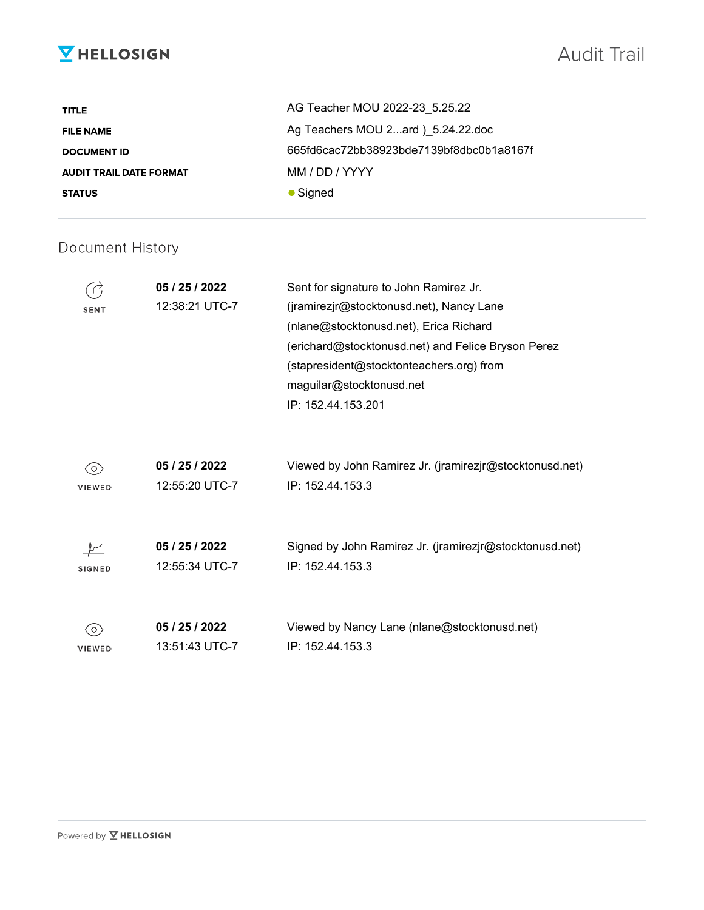# Audit Trail

| | |
|---|---|
| **TITLE** | AG Teacher MOU 2022-23_5.25.22 |
| **FILE NAME** | Ag Teachers MOU 2...ard )_5.24.22.doc |
| **DOCUMENT ID** | 665fd6cac72bb38923bde7139bf8dbc0b1a8167f |
| **AUDIT TRAIL DATE FORMAT** | MM / DD / YYYY |
| **STATUS** | ● Signed |

## Document History

| | | |
|---|---|---|
| SENT | **05 / 25 / 2022**<br>12:38:21 UTC-7 | Sent for signature to John Ramirez Jr. (jramirezjr@stocktonusd.net), Nancy Lane (nlane@stocktonusd.net), Erica Richard (erichard@stocktonusd.net) and Felice Bryson Perez (stapresident@stocktonteachers.org) from maguilar@stocktonusd.net<br>IP: 152.44.153.201 |
| VIEWED | **05 / 25 / 2022**<br>12:55:20 UTC-7 | Viewed by John Ramirez Jr. (jramirezjr@stocktonusd.net)<br>IP: 152.44.153.3 |
| SIGNED | **05 / 25 / 2022**<br>12:55:34 UTC-7 | Signed by John Ramirez Jr. (jramirezjr@stocktonusd.net)<br>IP: 152.44.153.3 |
| VIEWED | **05 / 25 / 2022**<br>13:51:43 UTC-7 | Viewed by Nancy Lane (nlane@stocktonusd.net)<br>IP: 152.44.153.3 |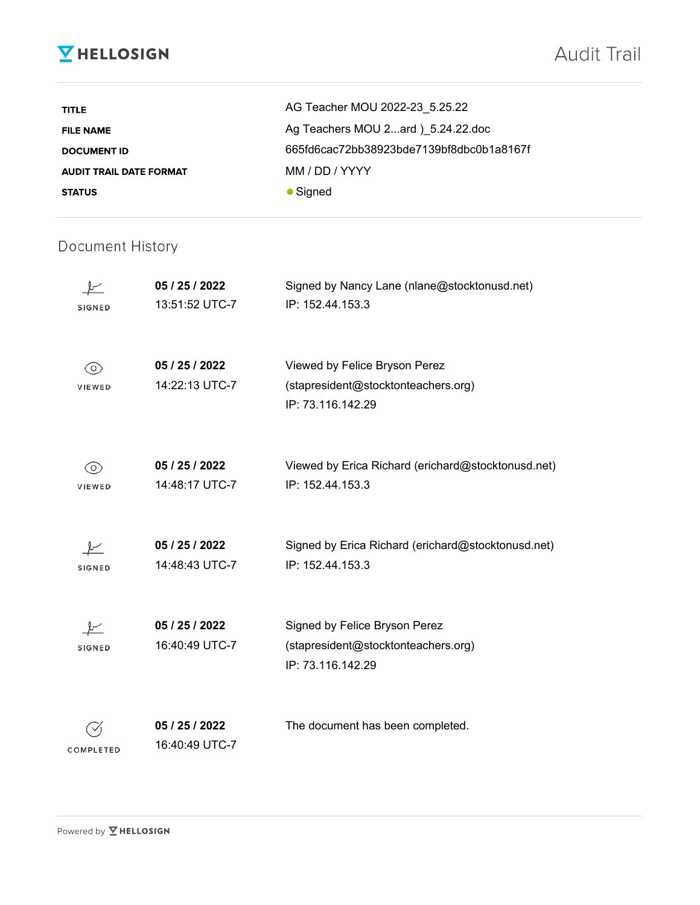# HELLOSIGN Audit Trail

| | |
|---|---|
| **TITLE** | AG Teacher MOU 2022-23_5.25.22 |
| **FILE NAME** | Ag Teachers MOU 2...ard )_5.24.22.doc |
| **DOCUMENT ID** | 665fd6cac72bb38923bde7139bf8dbc0b1a8167f |
| **AUDIT TRAIL DATE FORMAT** | MM / DD / YYYY |
| **STATUS** | ● Signed |

## Document History

| | | |
|---|---|---|
| SIGNED | **05 / 25 / 2022** 13:51:52 UTC-7 | Signed by Nancy Lane (nlane@stocktonusd.net) IP: 152.44.153.3 |
| VIEWED | **05 / 25 / 2022** 14:22:13 UTC-7 | Viewed by Felice Bryson Perez (stapresident@stocktonteachers.org) IP: 73.116.142.29 |
| VIEWED | **05 / 25 / 2022** 14:48:17 UTC-7 | Viewed by Erica Richard (erichard@stocktonusd.net) IP: 152.44.153.3 |
| SIGNED | **05 / 25 / 2022** 14:48:43 UTC-7 | Signed by Erica Richard (erichard@stocktonusd.net) IP: 152.44.153.3 |
| SIGNED | **05 / 25 / 2022** 16:40:49 UTC-7 | Signed by Felice Bryson Perez (stapresident@stocktonteachers.org) IP: 73.116.142.29 |
| COMPLETED | **05 / 25 / 2022** 16:40:49 UTC-7 | The document has been completed. |

Powered by HELLOSIGN